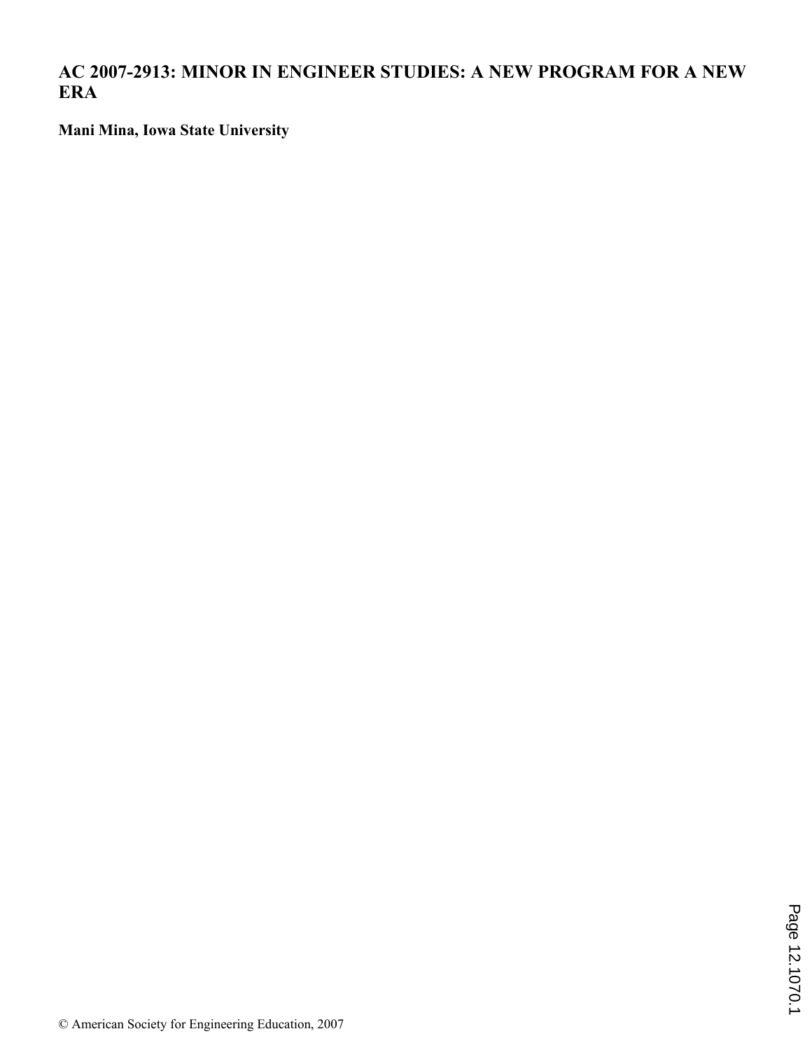# AC 2007-2913: MINOR IN ENGINEER STUDIES: A NEW PROGRAM FOR A NEW ERA

**Mani Mina, Iowa State University**

© American Society for Engineering Education, 2007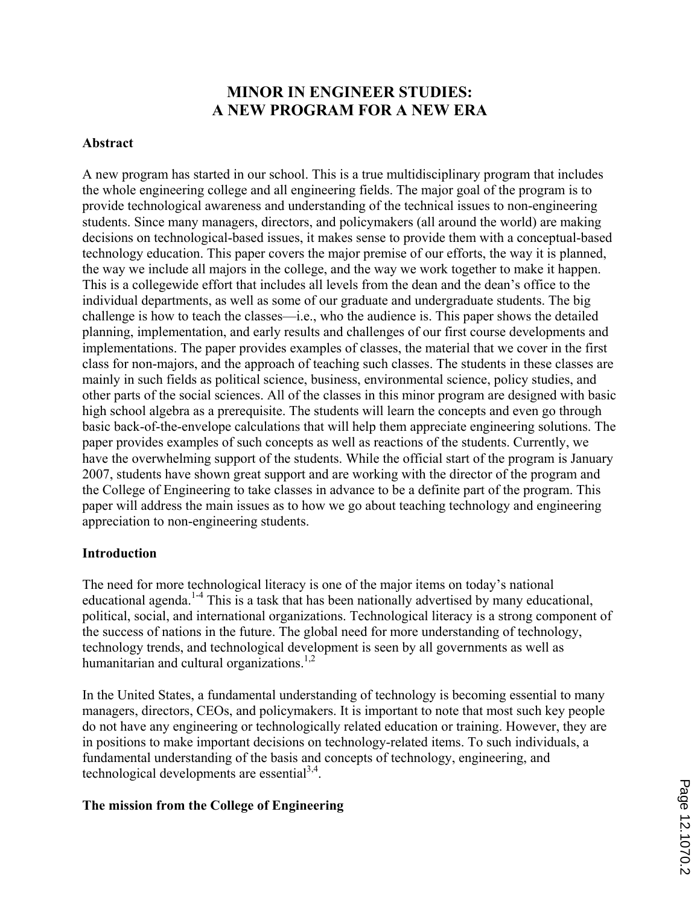# MINOR IN ENGINEER STUDIES: A NEW PROGRAM FOR A NEW ERA

## Abstract

A new program has started in our school. This is a true multidisciplinary program that includes the whole engineering college and all engineering fields. The major goal of the program is to provide technological awareness and understanding of the technical issues to non-engineering students. Since many managers, directors, and policymakers (all around the world) are making decisions on technological-based issues, it makes sense to provide them with a conceptual-based technology education. This paper covers the major premise of our efforts, the way it is planned, the way we include all majors in the college, and the way we work together to make it happen. This is a collegewide effort that includes all levels from the dean and the dean's office to the individual departments, as well as some of our graduate and undergraduate students. The big challenge is how to teach the classes—i.e., who the audience is. This paper shows the detailed planning, implementation, and early results and challenges of our first course developments and implementations. The paper provides examples of classes, the material that we cover in the first class for non-majors, and the approach of teaching such classes. The students in these classes are mainly in such fields as political science, business, environmental science, policy studies, and other parts of the social sciences. All of the classes in this minor program are designed with basic high school algebra as a prerequisite. The students will learn the concepts and even go through basic back-of-the-envelope calculations that will help them appreciate engineering solutions. The paper provides examples of such concepts as well as reactions of the students. Currently, we have the overwhelming support of the students. While the official start of the program is January 2007, students have shown great support and are working with the director of the program and the College of Engineering to take classes in advance to be a definite part of the program. This paper will address the main issues as to how we go about teaching technology and engineering appreciation to non-engineering students.

## Introduction

The need for more technological literacy is one of the major items on today's national educational agenda.[1-4] This is a task that has been nationally advertised by many educational, political, social, and international organizations. Technological literacy is a strong component of the success of nations in the future. The global need for more understanding of technology, technology trends, and technological development is seen by all governments as well as humanitarian and cultural organizations.[1,2]

In the United States, a fundamental understanding of technology is becoming essential to many managers, directors, CEOs, and policymakers. It is important to note that most such key people do not have any engineering or technologically related education or training. However, they are in positions to make important decisions on technology-related items. To such individuals, a fundamental understanding of the basis and concepts of technology, engineering, and technological developments are essential[3,4].

## The mission from the College of Engineering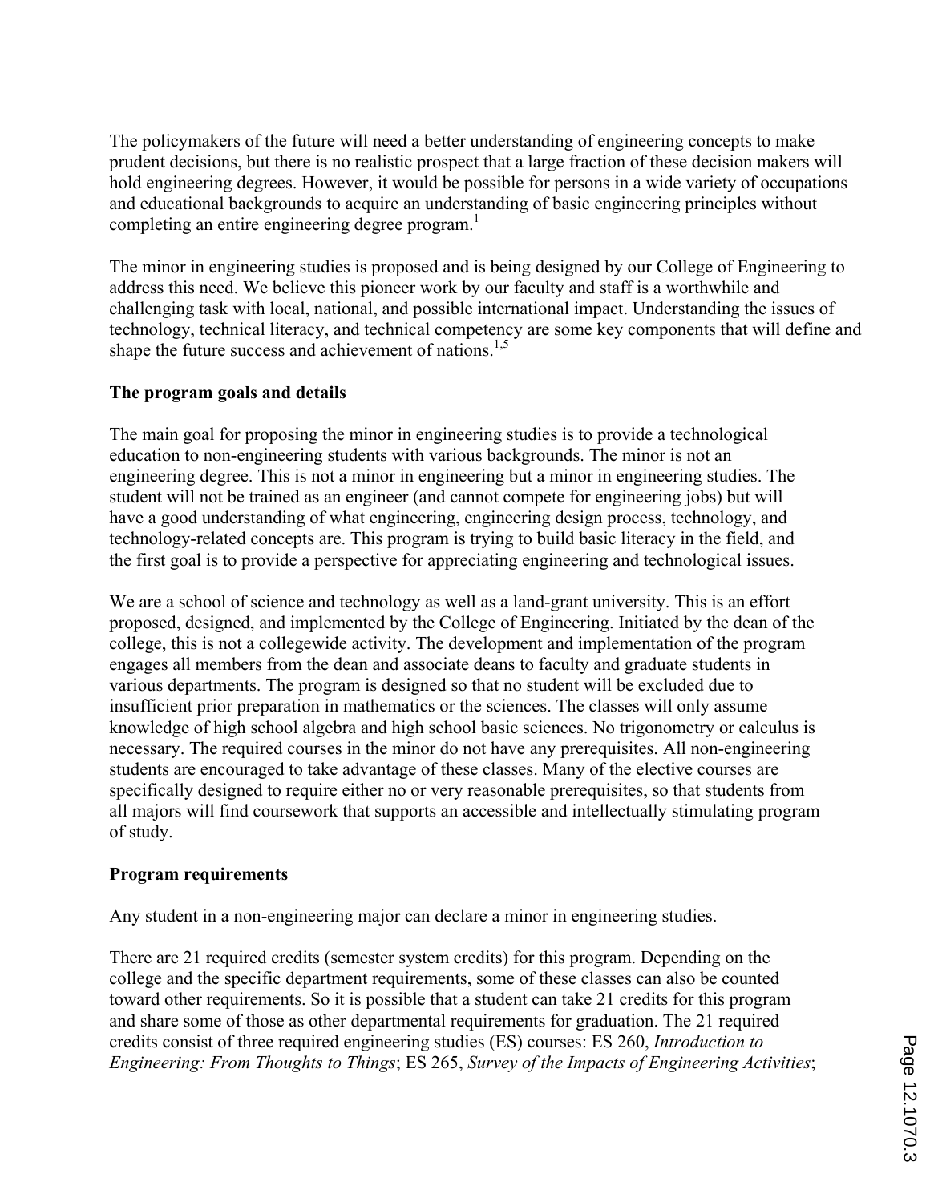The policymakers of the future will need a better understanding of engineering concepts to make prudent decisions, but there is no realistic prospect that a large fraction of these decision makers will hold engineering degrees. However, it would be possible for persons in a wide variety of occupations and educational backgrounds to acquire an understanding of basic engineering principles without completing an entire engineering degree program.[1]

The minor in engineering studies is proposed and is being designed by our College of Engineering to address this need. We believe this pioneer work by our faculty and staff is a worthwhile and challenging task with local, national, and possible international impact. Understanding the issues of technology, technical literacy, and technical competency are some key components that will define and shape the future success and achievement of nations.[1,5]

**The program goals and details**

The main goal for proposing the minor in engineering studies is to provide a technological education to non-engineering students with various backgrounds. The minor is not an engineering degree. This is not a minor in engineering but a minor in engineering studies. The student will not be trained as an engineer (and cannot compete for engineering jobs) but will have a good understanding of what engineering, engineering design process, technology, and technology-related concepts are. This program is trying to build basic literacy in the field, and the first goal is to provide a perspective for appreciating engineering and technological issues.

We are a school of science and technology as well as a land-grant university. This is an effort proposed, designed, and implemented by the College of Engineering. Initiated by the dean of the college, this is not a collegewide activity. The development and implementation of the program engages all members from the dean and associate deans to faculty and graduate students in various departments. The program is designed so that no student will be excluded due to insufficient prior preparation in mathematics or the sciences. The classes will only assume knowledge of high school algebra and high school basic sciences. No trigonometry or calculus is necessary. The required courses in the minor do not have any prerequisites. All non-engineering students are encouraged to take advantage of these classes. Many of the elective courses are specifically designed to require either no or very reasonable prerequisites, so that students from all majors will find coursework that supports an accessible and intellectually stimulating program of study.

**Program requirements**

Any student in a non-engineering major can declare a minor in engineering studies.

There are 21 required credits (semester system credits) for this program. Depending on the college and the specific department requirements, some of these classes can also be counted toward other requirements. So it is possible that a student can take 21 credits for this program and share some of those as other departmental requirements for graduation. The 21 required credits consist of three required engineering studies (ES) courses: ES 260, *Introduction to Engineering: From Thoughts to Things*; ES 265, *Survey of the Impacts of Engineering Activities*;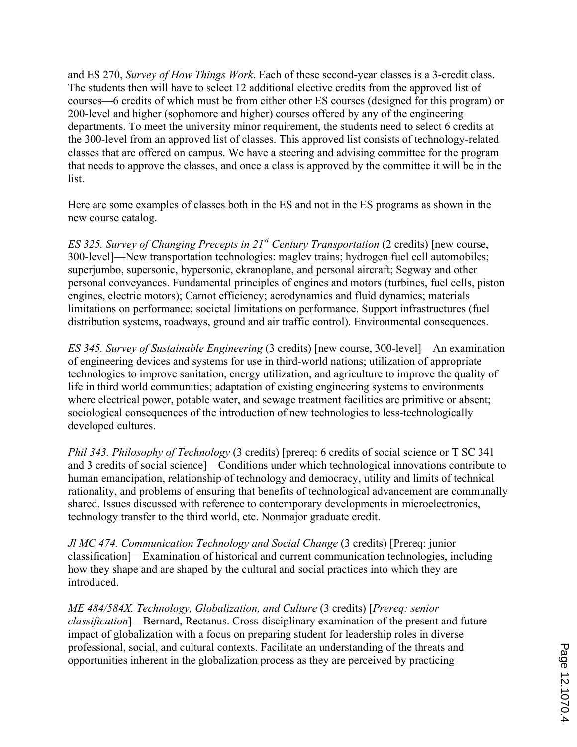and ES 270, *Survey of How Things Work*. Each of these second-year classes is a 3-credit class. The students then will have to select 12 additional elective credits from the approved list of courses—6 credits of which must be from either other ES courses (designed for this program) or 200-level and higher (sophomore and higher) courses offered by any of the engineering departments. To meet the university minor requirement, the students need to select 6 credits at the 300-level from an approved list of classes. This approved list consists of technology-related classes that are offered on campus. We have a steering and advising committee for the program that needs to approve the classes, and once a class is approved by the committee it will be in the list.

Here are some examples of classes both in the ES and not in the ES programs as shown in the new course catalog.

*ES 325. Survey of Changing Precepts in 21st Century Transportation* (2 credits) [new course, 300-level]—New transportation technologies: maglev trains; hydrogen fuel cell automobiles; superjumbo, supersonic, hypersonic, ekranoplane, and personal aircraft; Segway and other personal conveyances. Fundamental principles of engines and motors (turbines, fuel cells, piston engines, electric motors); Carnot efficiency; aerodynamics and fluid dynamics; materials limitations on performance; societal limitations on performance. Support infrastructures (fuel distribution systems, roadways, ground and air traffic control). Environmental consequences.

*ES 345. Survey of Sustainable Engineering* (3 credits) [new course, 300-level]—An examination of engineering devices and systems for use in third-world nations; utilization of appropriate technologies to improve sanitation, energy utilization, and agriculture to improve the quality of life in third world communities; adaptation of existing engineering systems to environments where electrical power, potable water, and sewage treatment facilities are primitive or absent; sociological consequences of the introduction of new technologies to less-technologically developed cultures.

*Phil 343. Philosophy of Technology* (3 credits) [prereq: 6 credits of social science or T SC 341 and 3 credits of social science]—Conditions under which technological innovations contribute to human emancipation, relationship of technology and democracy, utility and limits of technical rationality, and problems of ensuring that benefits of technological advancement are communally shared. Issues discussed with reference to contemporary developments in microelectronics, technology transfer to the third world, etc. Nonmajor graduate credit.

*Jl MC 474. Communication Technology and Social Change* (3 credits) [Prereq: junior classification]—Examination of historical and current communication technologies, including how they shape and are shaped by the cultural and social practices into which they are introduced.

*ME 484/584X. Technology, Globalization, and Culture* (3 credits) [*Prereq: senior classification*]—Bernard, Rectanus. Cross-disciplinary examination of the present and future impact of globalization with a focus on preparing student for leadership roles in diverse professional, social, and cultural contexts. Facilitate an understanding of the threats and opportunities inherent in the globalization process as they are perceived by practicing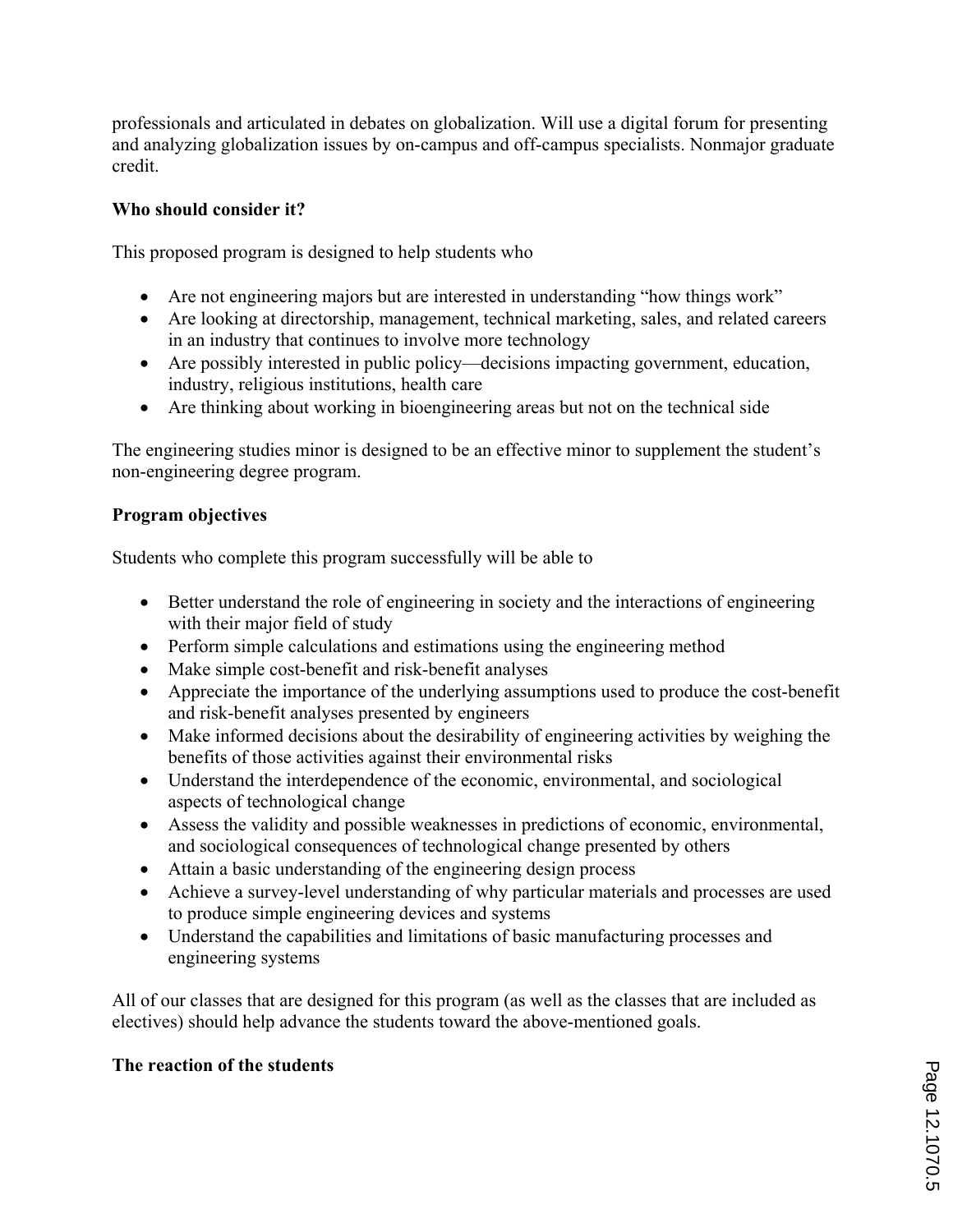professionals and articulated in debates on globalization. Will use a digital forum for presenting and analyzing globalization issues by on-campus and off-campus specialists. Nonmajor graduate credit.

**Who should consider it?**

This proposed program is designed to help students who

- Are not engineering majors but are interested in understanding "how things work"
- Are looking at directorship, management, technical marketing, sales, and related careers in an industry that continues to involve more technology
- Are possibly interested in public policy—decisions impacting government, education, industry, religious institutions, health care
- Are thinking about working in bioengineering areas but not on the technical side

The engineering studies minor is designed to be an effective minor to supplement the student's non-engineering degree program.

**Program objectives**

Students who complete this program successfully will be able to

- Better understand the role of engineering in society and the interactions of engineering with their major field of study
- Perform simple calculations and estimations using the engineering method
- Make simple cost-benefit and risk-benefit analyses
- Appreciate the importance of the underlying assumptions used to produce the cost-benefit and risk-benefit analyses presented by engineers
- Make informed decisions about the desirability of engineering activities by weighing the benefits of those activities against their environmental risks
- Understand the interdependence of the economic, environmental, and sociological aspects of technological change
- Assess the validity and possible weaknesses in predictions of economic, environmental, and sociological consequences of technological change presented by others
- Attain a basic understanding of the engineering design process
- Achieve a survey-level understanding of why particular materials and processes are used to produce simple engineering devices and systems
- Understand the capabilities and limitations of basic manufacturing processes and engineering systems

All of our classes that are designed for this program (as well as the classes that are included as electives) should help advance the students toward the above-mentioned goals.

**The reaction of the students**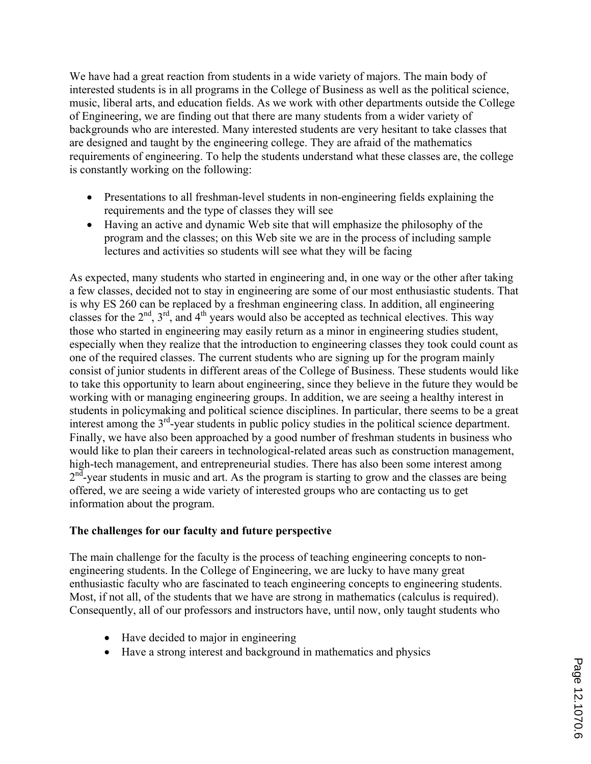We have had a great reaction from students in a wide variety of majors. The main body of interested students is in all programs in the College of Business as well as the political science, music, liberal arts, and education fields. As we work with other departments outside the College of Engineering, we are finding out that there are many students from a wider variety of backgrounds who are interested. Many interested students are very hesitant to take classes that are designed and taught by the engineering college. They are afraid of the mathematics requirements of engineering. To help the students understand what these classes are, the college is constantly working on the following:

- Presentations to all freshman-level students in non-engineering fields explaining the requirements and the type of classes they will see
- Having an active and dynamic Web site that will emphasize the philosophy of the program and the classes; on this Web site we are in the process of including sample lectures and activities so students will see what they will be facing

As expected, many students who started in engineering and, in one way or the other after taking a few classes, decided not to stay in engineering are some of our most enthusiastic students. That is why ES 260 can be replaced by a freshman engineering class. In addition, all engineering classes for the 2nd, 3rd, and 4th years would also be accepted as technical electives. This way those who started in engineering may easily return as a minor in engineering studies student, especially when they realize that the introduction to engineering classes they took could count as one of the required classes. The current students who are signing up for the program mainly consist of junior students in different areas of the College of Business. These students would like to take this opportunity to learn about engineering, since they believe in the future they would be working with or managing engineering groups. In addition, we are seeing a healthy interest in students in policymaking and political science disciplines. In particular, there seems to be a great interest among the 3rd-year students in public policy studies in the political science department. Finally, we have also been approached by a good number of freshman students in business who would like to plan their careers in technological-related areas such as construction management, high-tech management, and entrepreneurial studies. There has also been some interest among 2nd-year students in music and art. As the program is starting to grow and the classes are being offered, we are seeing a wide variety of interested groups who are contacting us to get information about the program.

**The challenges for our faculty and future perspective**

The main challenge for the faculty is the process of teaching engineering concepts to non-engineering students. In the College of Engineering, we are lucky to have many great enthusiastic faculty who are fascinated to teach engineering concepts to engineering students. Most, if not all, of the students that we have are strong in mathematics (calculus is required). Consequently, all of our professors and instructors have, until now, only taught students who

- Have decided to major in engineering
- Have a strong interest and background in mathematics and physics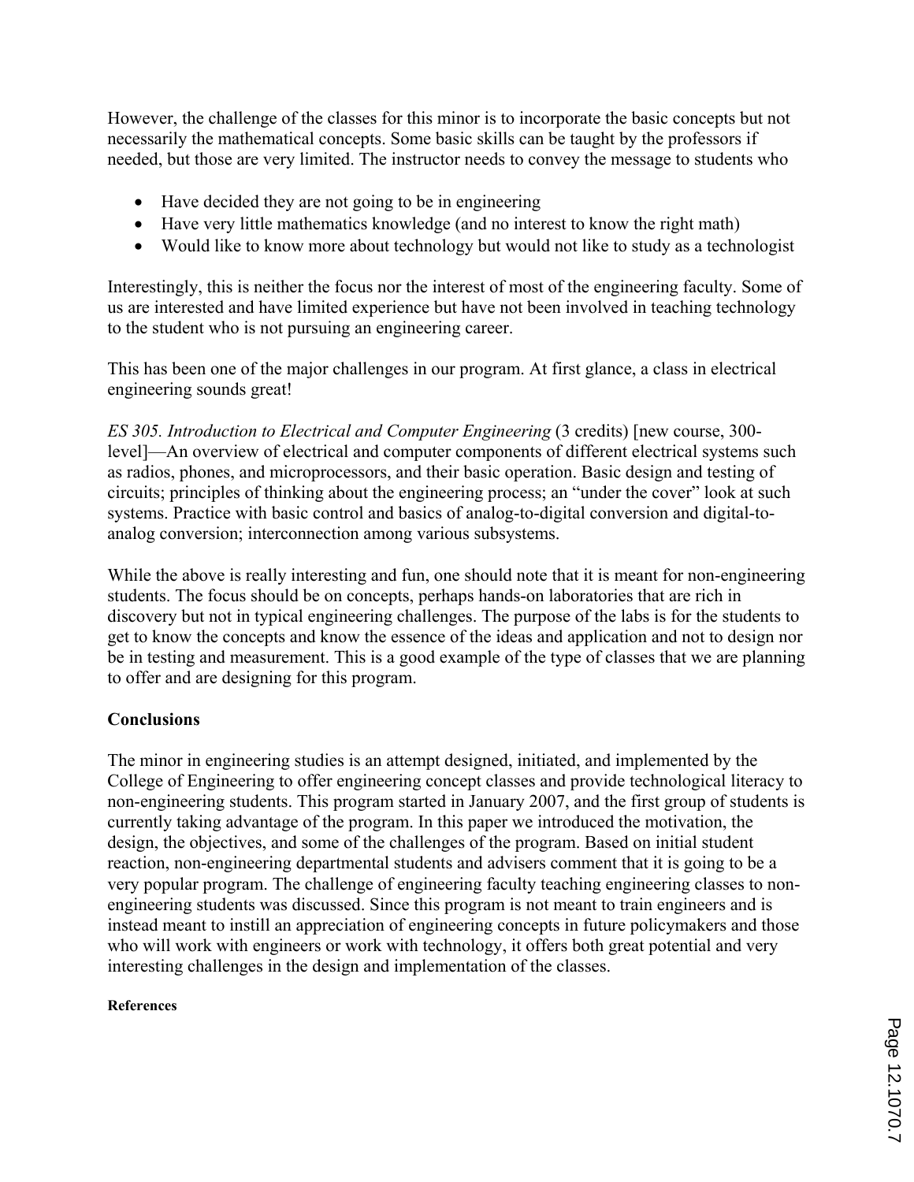However, the challenge of the classes for this minor is to incorporate the basic concepts but not necessarily the mathematical concepts. Some basic skills can be taught by the professors if needed, but those are very limited. The instructor needs to convey the message to students who

- Have decided they are not going to be in engineering
- Have very little mathematics knowledge (and no interest to know the right math)
- Would like to know more about technology but would not like to study as a technologist

Interestingly, this is neither the focus nor the interest of most of the engineering faculty. Some of us are interested and have limited experience but have not been involved in teaching technology to the student who is not pursuing an engineering career.

This has been one of the major challenges in our program. At first glance, a class in electrical engineering sounds great!

*ES 305. Introduction to Electrical and Computer Engineering* (3 credits) [new course, 300-level]—An overview of electrical and computer components of different electrical systems such as radios, phones, and microprocessors, and their basic operation. Basic design and testing of circuits; principles of thinking about the engineering process; an "under the cover" look at such systems. Practice with basic control and basics of analog-to-digital conversion and digital-to-analog conversion; interconnection among various subsystems.

While the above is really interesting and fun, one should note that it is meant for non-engineering students. The focus should be on concepts, perhaps hands-on laboratories that are rich in discovery but not in typical engineering challenges. The purpose of the labs is for the students to get to know the concepts and know the essence of the ideas and application and not to design nor be in testing and measurement. This is a good example of the type of classes that we are planning to offer and are designing for this program.

## Conclusions

The minor in engineering studies is an attempt designed, initiated, and implemented by the College of Engineering to offer engineering concept classes and provide technological literacy to non-engineering students. This program started in January 2007, and the first group of students is currently taking advantage of the program. In this paper we introduced the motivation, the design, the objectives, and some of the challenges of the program. Based on initial student reaction, non-engineering departmental students and advisers comment that it is going to be a very popular program. The challenge of engineering faculty teaching engineering classes to non-engineering students was discussed. Since this program is not meant to train engineers and is instead meant to instill an appreciation of engineering concepts in future policymakers and those who will work with engineers or work with technology, it offers both great potential and very interesting challenges in the design and implementation of the classes.

#### References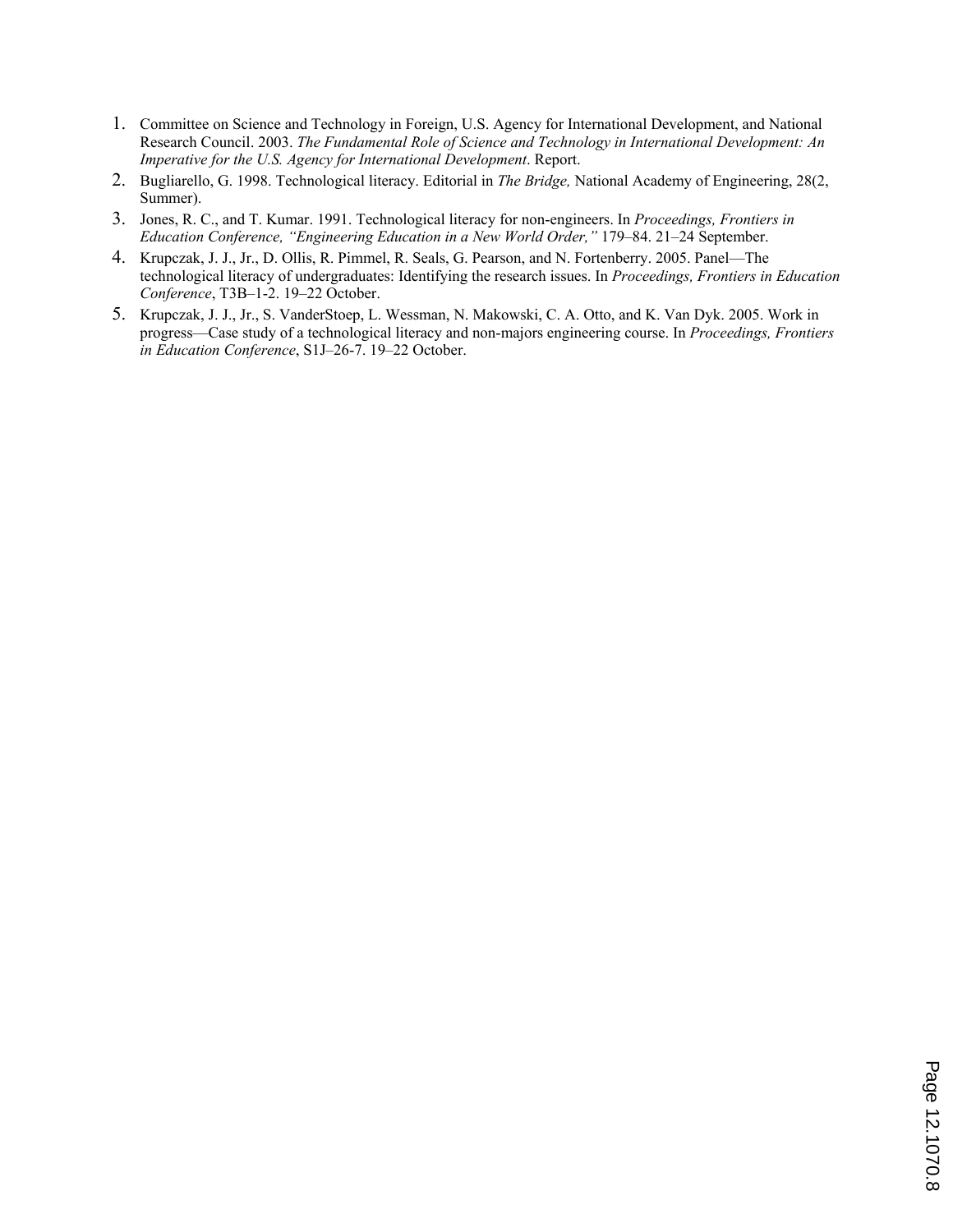1. Committee on Science and Technology in Foreign, U.S. Agency for International Development, and National Research Council. 2003. *The Fundamental Role of Science and Technology in International Development: An Imperative for the U.S. Agency for International Development*. Report.
2. Bugliarello, G. 1998. Technological literacy. Editorial in *The Bridge,* National Academy of Engineering, 28(2, Summer).
3. Jones, R. C., and T. Kumar. 1991. Technological literacy for non-engineers. In *Proceedings, Frontiers in Education Conference, "Engineering Education in a New World Order,"* 179–84. 21–24 September.
4. Krupczak, J. J., Jr., D. Ollis, R. Pimmel, R. Seals, G. Pearson, and N. Fortenberry. 2005. Panel—The technological literacy of undergraduates: Identifying the research issues. In *Proceedings, Frontiers in Education Conference*, T3B–1-2. 19–22 October.
5. Krupczak, J. J., Jr., S. VanderStoep, L. Wessman, N. Makowski, C. A. Otto, and K. Van Dyk. 2005. Work in progress—Case study of a technological literacy and non-majors engineering course. In *Proceedings, Frontiers in Education Conference*, S1J–26-7. 19–22 October.